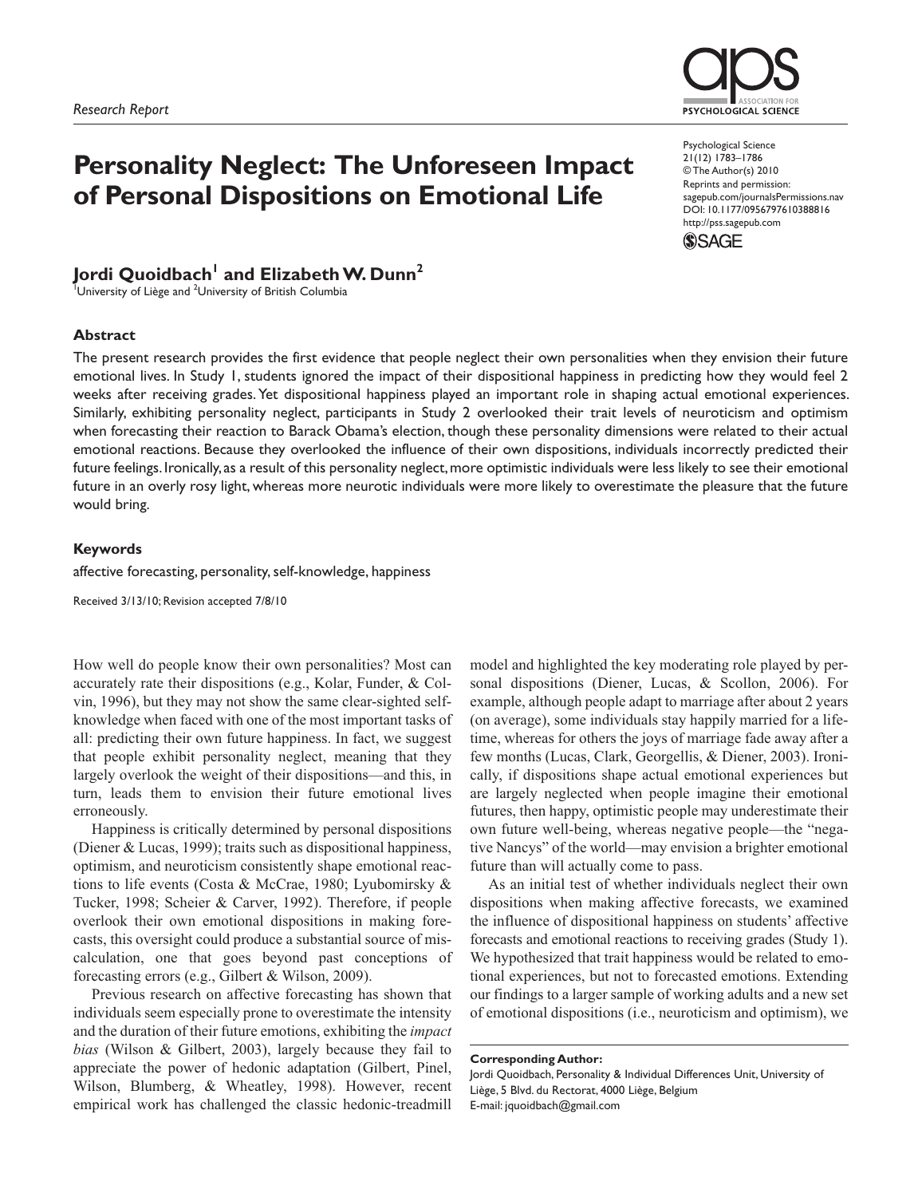*Research Report*

# Personality Neglect: The Unforeseen Impact of Personal Dispositions on Emotional Life

Psychological Science
21(12) 1783–1786
© The Author(s) 2010
Reprints and permission: sagepub.com/journalsPermissions.nav
DOI: 10.1177/0956797610388816
http://pss.sagepub.com

**Jordi Quoidbach[1] and Elizabeth W. Dunn[2]**

[1]University of Liège and [2]University of British Columbia

### Abstract

The present research provides the first evidence that people neglect their own personalities when they envision their future emotional lives. In Study 1, students ignored the impact of their dispositional happiness in predicting how they would feel 2 weeks after receiving grades. Yet dispositional happiness played an important role in shaping actual emotional experiences. Similarly, exhibiting personality neglect, participants in Study 2 overlooked their trait levels of neuroticism and optimism when forecasting their reaction to Barack Obama's election, though these personality dimensions were related to their actual emotional reactions. Because they overlooked the influence of their own dispositions, individuals incorrectly predicted their future feelings. Ironically, as a result of this personality neglect, more optimistic individuals were less likely to see their emotional future in an overly rosy light, whereas more neurotic individuals were more likely to overestimate the pleasure that the future would bring.

### Keywords

affective forecasting, personality, self-knowledge, happiness

Received 3/13/10; Revision accepted 7/8/10

How well do people know their own personalities? Most can accurately rate their dispositions (e.g., Kolar, Funder, & Colvin, 1996), but they may not show the same clear-sighted self-knowledge when faced with one of the most important tasks of all: predicting their own future happiness. In fact, we suggest that people exhibit personality neglect, meaning that they largely overlook the weight of their dispositions—and this, in turn, leads them to envision their future emotional lives erroneously.

Happiness is critically determined by personal dispositions (Diener & Lucas, 1999); traits such as dispositional happiness, optimism, and neuroticism consistently shape emotional reactions to life events (Costa & McCrae, 1980; Lyubomirsky & Tucker, 1998; Scheier & Carver, 1992). Therefore, if people overlook their own emotional dispositions in making forecasts, this oversight could produce a substantial source of miscalculation, one that goes beyond past conceptions of forecasting errors (e.g., Gilbert & Wilson, 2009).

Previous research on affective forecasting has shown that individuals seem especially prone to overestimate the intensity and the duration of their future emotions, exhibiting the *impact bias* (Wilson & Gilbert, 2003), largely because they fail to appreciate the power of hedonic adaptation (Gilbert, Pinel, Wilson, Blumberg, & Wheatley, 1998). However, recent empirical work has challenged the classic hedonic-treadmill model and highlighted the key moderating role played by personal dispositions (Diener, Lucas, & Scollon, 2006). For example, although people adapt to marriage after about 2 years (on average), some individuals stay happily married for a lifetime, whereas for others the joys of marriage fade away after a few months (Lucas, Clark, Georgellis, & Diener, 2003). Ironically, if dispositions shape actual emotional experiences but are largely neglected when people imagine their emotional futures, then happy, optimistic people may underestimate their own future well-being, whereas negative people—the "negative Nancys" of the world—may envision a brighter emotional future than will actually come to pass.

As an initial test of whether individuals neglect their own dispositions when making affective forecasts, we examined the influence of dispositional happiness on students' affective forecasts and emotional reactions to receiving grades (Study 1). We hypothesized that trait happiness would be related to emotional experiences, but not to forecasted emotions. Extending our findings to a larger sample of working adults and a new set of emotional dispositions (i.e., neuroticism and optimism), we

**Corresponding Author:**
Jordi Quoidbach, Personality & Individual Differences Unit, University of Liège, 5 Blvd. du Rectorat, 4000 Liège, Belgium
E-mail: jquoidbach@gmail.com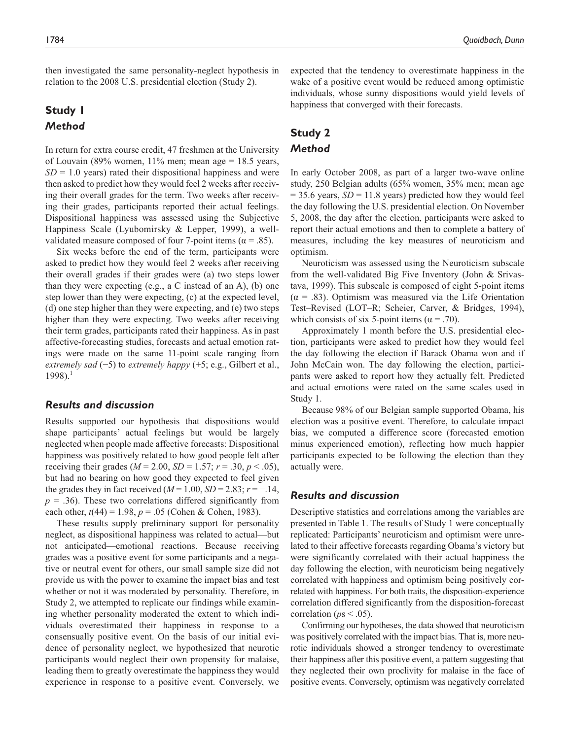then investigated the same personality-neglect hypothesis in relation to the 2008 U.S. presidential election (Study 2).

## Study 1

### *Method*

In return for extra course credit, 47 freshmen at the University of Louvain (89% women, 11% men; mean age = 18.5 years, $SD$ = 1.0 years) rated their dispositional happiness and were then asked to predict how they would feel 2 weeks after receiving their overall grades for the term. Two weeks after receiving their grades, participants reported their actual feelings. Dispositional happiness was assessed using the Subjective Happiness Scale (Lyubomirsky & Lepper, 1999), a well-validated measure composed of four 7-point items ($\alpha$ = .85).

Six weeks before the end of the term, participants were asked to predict how they would feel 2 weeks after receiving their overall grades if their grades were (a) two steps lower than they were expecting (e.g., a C instead of an A), (b) one step lower than they were expecting, (c) at the expected level, (d) one step higher than they were expecting, and (e) two steps higher than they were expecting. Two weeks after receiving their term grades, participants rated their happiness. As in past affective-forecasting studies, forecasts and actual emotion ratings were made on the same 11-point scale ranging from *extremely sad* (−5) to *extremely happy* (+5; e.g., Gilbert et al., 1998).[1]

### *Results and discussion*

Results supported our hypothesis that dispositions would shape participants' actual feelings but would be largely neglected when people made affective forecasts: Dispositional happiness was positively related to how good people felt after receiving their grades ($M$ = 2.00, $SD$ = 1.57; $r$ = .30, $p$ < .05), but had no bearing on how good they expected to feel given the grades they in fact received ($M$ = 1.00, $SD$ = 2.83; $r$ = −.14, $p$ = .36). These two correlations differed significantly from each other, $t(44)$ = 1.98, $p$ = .05 (Cohen & Cohen, 1983).

These results supply preliminary support for personality neglect, as dispositional happiness was related to actual—but not anticipated—emotional reactions. Because receiving grades was a positive event for some participants and a negative or neutral event for others, our small sample size did not provide us with the power to examine the impact bias and test whether or not it was moderated by personality. Therefore, in Study 2, we attempted to replicate our findings while examining whether personality moderated the extent to which individuals overestimated their happiness in response to a consensually positive event. On the basis of our initial evidence of personality neglect, we hypothesized that neurotic participants would neglect their own propensity for malaise, leading them to greatly overestimate the happiness they would experience in response to a positive event. Conversely, we expected that the tendency to overestimate happiness in the wake of a positive event would be reduced among optimistic individuals, whose sunny dispositions would yield levels of happiness that converged with their forecasts.

## Study 2

### *Method*

In early October 2008, as part of a larger two-wave online study, 250 Belgian adults (65% women, 35% men; mean age = 35.6 years, $SD$ = 11.8 years) predicted how they would feel the day following the U.S. presidential election. On November 5, 2008, the day after the election, participants were asked to report their actual emotions and then to complete a battery of measures, including the key measures of neuroticism and optimism.

Neuroticism was assessed using the Neuroticism subscale from the well-validated Big Five Inventory (John & Srivastava, 1999). This subscale is composed of eight 5-point items ($\alpha$ = .83). Optimism was measured via the Life Orientation Test–Revised (LOT–R; Scheier, Carver, & Bridges, 1994), which consists of six 5-point items ($\alpha$ = .70).

Approximately 1 month before the U.S. presidential election, participants were asked to predict how they would feel the day following the election if Barack Obama won and if John McCain won. The day following the election, participants were asked to report how they actually felt. Predicted and actual emotions were rated on the same scales used in Study 1.

Because 98% of our Belgian sample supported Obama, his election was a positive event. Therefore, to calculate impact bias, we computed a difference score (forecasted emotion minus experienced emotion), reflecting how much happier participants expected to be following the election than they actually were.

### *Results and discussion*

Descriptive statistics and correlations among the variables are presented in Table 1. The results of Study 1 were conceptually replicated: Participants' neuroticism and optimism were unrelated to their affective forecasts regarding Obama's victory but were significantly correlated with their actual happiness the day following the election, with neuroticism being negatively correlated with happiness and optimism being positively correlated with happiness. For both traits, the disposition-experience correlation differed significantly from the disposition-forecast correlation ($p$s < .05).

Confirming our hypotheses, the data showed that neuroticism was positively correlated with the impact bias. That is, more neurotic individuals showed a stronger tendency to overestimate their happiness after this positive event, a pattern suggesting that they neglected their own proclivity for malaise in the face of positive events. Conversely, optimism was negatively correlated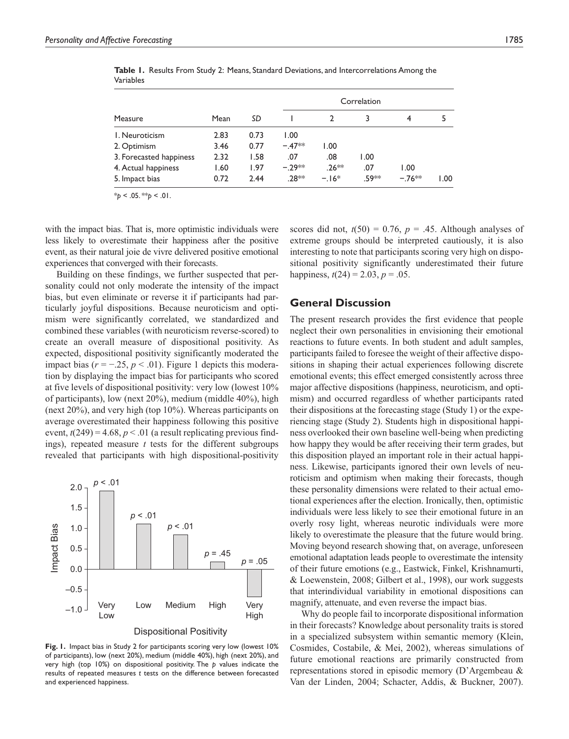**Table 1.** Results From Study 2: Means, Standard Deviations, and Intercorrelations Among the Variables

| Measure | Mean | *SD* | Correlation 1 | 2 | 3 | 4 | 5 |
|---|---|---|---|---|---|---|---|
| 1. Neuroticism | 2.83 | 0.73 | 1.00 | | | | |
| 2. Optimism | 3.46 | 0.77 | −.47** | 1.00 | | | |
| 3. Forecasted happiness | 2.32 | 1.58 | .07 | .08 | 1.00 | | |
| 4. Actual happiness | 1.60 | 1.97 | −.29** | .26** | .07 | 1.00 | |
| 5. Impact bias | 0.72 | 2.44 | .28** | −.16* | .59** | −.76** | 1.00 |

*$p < .05$. **$p < .01$.

with the impact bias. That is, more optimistic individuals were less likely to overestimate their happiness after the positive event, as their natural joie de vivre delivered positive emotional experiences that converged with their forecasts.

Building on these findings, we further suspected that personality could not only moderate the intensity of the impact bias, but even eliminate or reverse it if participants had particularly joyful dispositions. Because neuroticism and optimism were significantly correlated, we standardized and combined these variables (with neuroticism reverse-scored) to create an overall measure of dispositional positivity. As expected, dispositional positivity significantly moderated the impact bias ($r = −.25$, $p < .01$). Figure 1 depicts this moderation by displaying the impact bias for participants who scored at five levels of dispositional positivity: very low (lowest 10% of participants), low (next 20%), medium (middle 40%), high (next 20%), and very high (top 10%). Whereas participants on average overestimated their happiness following this positive event, $t(249) = 4.68$, $p < .01$ (a result replicating previous findings), repeated measure *t* tests for the different subgroups revealed that participants with high dispositional-positivity scores did not, $t(50) = 0.76$, $p = .45$. Although analyses of extreme groups should be interpreted cautiously, it is also interesting to note that participants scoring very high on dispositional positivity significantly underestimated their future happiness, $t(24) = 2.03$, $p = .05$.

**Fig. 1.** Impact bias in Study 2 for participants scoring very low (lowest 10% of participants), low (next 20%), medium (middle 40%), high (next 20%), and very high (top 10%) on dispositional positivity. The *p* values indicate the results of repeated measures *t* tests on the difference between forecasted and experienced happiness.

## General Discussion

The present research provides the first evidence that people neglect their own personalities in envisioning their emotional reactions to future events. In both student and adult samples, participants failed to foresee the weight of their affective dispositions in shaping their actual experiences following discrete emotional events; this effect emerged consistently across three major affective dispositions (happiness, neuroticism, and optimism) and occurred regardless of whether participants rated their dispositions at the forecasting stage (Study 1) or the experiencing stage (Study 2). Students high in dispositional happiness overlooked their own baseline well-being when predicting how happy they would be after receiving their term grades, but this disposition played an important role in their actual happiness. Likewise, participants ignored their own levels of neuroticism and optimism when making their forecasts, though these personality dimensions were related to their actual emotional experiences after the election. Ironically, then, optimistic individuals were less likely to see their emotional future in an overly rosy light, whereas neurotic individuals were more likely to overestimate the pleasure that the future would bring. Moving beyond research showing that, on average, unforeseen emotional adaptation leads people to overestimate the intensity of their future emotions (e.g., Eastwick, Finkel, Krishnamurti, & Loewenstein, 2008; Gilbert et al., 1998), our work suggests that interindividual variability in emotional dispositions can magnify, attenuate, and even reverse the impact bias.

Why do people fail to incorporate dispositional information in their forecasts? Knowledge about personality traits is stored in a specialized subsystem within semantic memory (Klein, Cosmides, Costabile, & Mei, 2002), whereas simulations of future emotional reactions are primarily constructed from representations stored in episodic memory (D'Argembeau & Van der Linden, 2004; Schacter, Addis, & Buckner, 2007).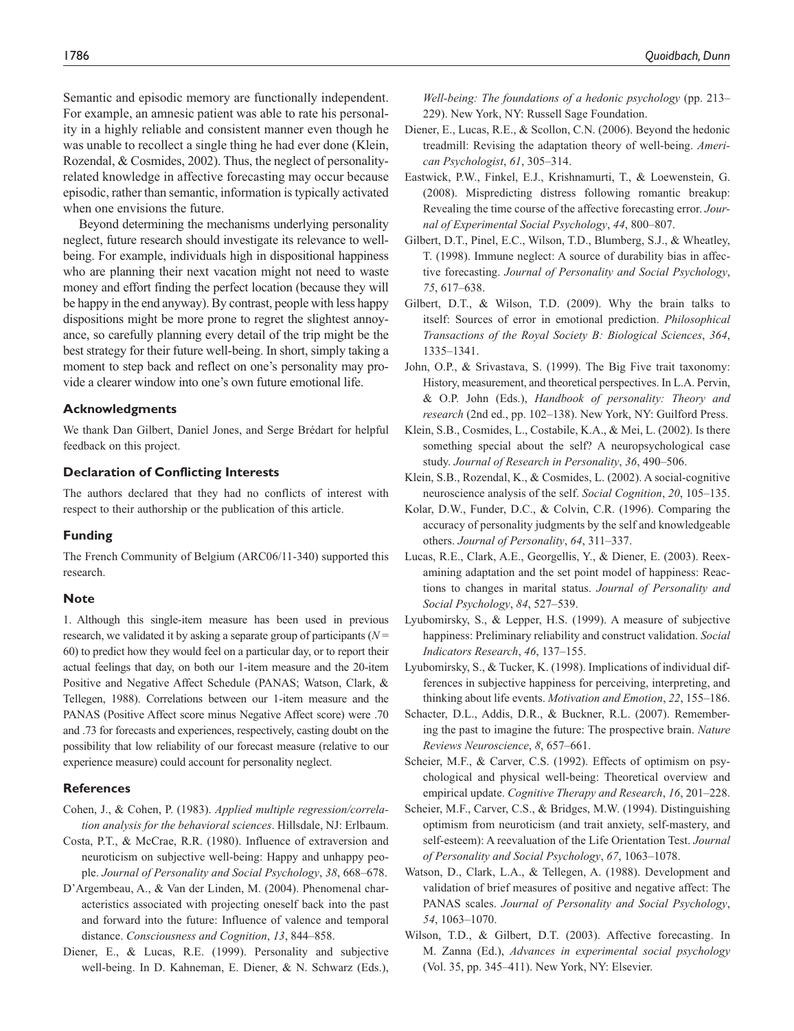Semantic and episodic memory are functionally independent. For example, an amnesic patient was able to rate his personality in a highly reliable and consistent manner even though he was unable to recollect a single thing he had ever done (Klein, Rozendal, & Cosmides, 2002). Thus, the neglect of personality-related knowledge in affective forecasting may occur because episodic, rather than semantic, information is typically activated when one envisions the future.

Beyond determining the mechanisms underlying personality neglect, future research should investigate its relevance to well-being. For example, individuals high in dispositional happiness who are planning their next vacation might not need to waste money and effort finding the perfect location (because they will be happy in the end anyway). By contrast, people with less happy dispositions might be more prone to regret the slightest annoyance, so carefully planning every detail of the trip might be the best strategy for their future well-being. In short, simply taking a moment to step back and reflect on one's personality may provide a clearer window into one's own future emotional life.

### Acknowledgments

We thank Dan Gilbert, Daniel Jones, and Serge Brédart for helpful feedback on this project.

### Declaration of Conflicting Interests

The authors declared that they had no conflicts of interest with respect to their authorship or the publication of this article.

### Funding

The French Community of Belgium (ARC06/11-340) supported this research.

### Note

1. Although this single-item measure has been used in previous research, we validated it by asking a separate group of participants ($N = 60$) to predict how they would feel on a particular day, or to report their actual feelings that day, on both our 1-item measure and the 20-item Positive and Negative Affect Schedule (PANAS; Watson, Clark, & Tellegen, 1988). Correlations between our 1-item measure and the PANAS (Positive Affect score minus Negative Affect score) were .70 and .73 for forecasts and experiences, respectively, casting doubt on the possibility that low reliability of our forecast measure (relative to our experience measure) could account for personality neglect.

### References

Cohen, J., & Cohen, P. (1983). *Applied multiple regression/correlation analysis for the behavioral sciences*. Hillsdale, NJ: Erlbaum.

Costa, P.T., & McCrae, R.R. (1980). Influence of extraversion and neuroticism on subjective well-being: Happy and unhappy people. *Journal of Personality and Social Psychology*, *38*, 668–678.

D'Argembeau, A., & Van der Linden, M. (2004). Phenomenal characteristics associated with projecting oneself back into the past and forward into the future: Influence of valence and temporal distance. *Consciousness and Cognition*, *13*, 844–858.

Diener, E., & Lucas, R.E. (1999). Personality and subjective well-being. In D. Kahneman, E. Diener, & N. Schwarz (Eds.), *Well-being: The foundations of a hedonic psychology* (pp. 213–229). New York, NY: Russell Sage Foundation.

Diener, E., Lucas, R.E., & Scollon, C.N. (2006). Beyond the hedonic treadmill: Revising the adaptation theory of well-being. *American Psychologist*, *61*, 305–314.

Eastwick, P.W., Finkel, E.J., Krishnamurti, T., & Loewenstein, G. (2008). Mispredicting distress following romantic breakup: Revealing the time course of the affective forecasting error. *Journal of Experimental Social Psychology*, *44*, 800–807.

Gilbert, D.T., Pinel, E.C., Wilson, T.D., Blumberg, S.J., & Wheatley, T. (1998). Immune neglect: A source of durability bias in affective forecasting. *Journal of Personality and Social Psychology*, *75*, 617–638.

Gilbert, D.T., & Wilson, T.D. (2009). Why the brain talks to itself: Sources of error in emotional prediction. *Philosophical Transactions of the Royal Society B: Biological Sciences*, *364*, 1335–1341.

John, O.P., & Srivastava, S. (1999). The Big Five trait taxonomy: History, measurement, and theoretical perspectives. In L.A. Pervin, & O.P. John (Eds.), *Handbook of personality: Theory and research* (2nd ed., pp. 102–138). New York, NY: Guilford Press.

Klein, S.B., Cosmides, L., Costabile, K.A., & Mei, L. (2002). Is there something special about the self? A neuropsychological case study. *Journal of Research in Personality*, *36*, 490–506.

Klein, S.B., Rozendal, K., & Cosmides, L. (2002). A social-cognitive neuroscience analysis of the self. *Social Cognition*, *20*, 105–135.

Kolar, D.W., Funder, D.C., & Colvin, C.R. (1996). Comparing the accuracy of personality judgments by the self and knowledgeable others. *Journal of Personality*, *64*, 311–337.

Lucas, R.E., Clark, A.E., Georgellis, Y., & Diener, E. (2003). Reexamining adaptation and the set point model of happiness: Reactions to changes in marital status. *Journal of Personality and Social Psychology*, *84*, 527–539.

Lyubomirsky, S., & Lepper, H.S. (1999). A measure of subjective happiness: Preliminary reliability and construct validation. *Social Indicators Research*, *46*, 137–155.

Lyubomirsky, S., & Tucker, K. (1998). Implications of individual differences in subjective happiness for perceiving, interpreting, and thinking about life events. *Motivation and Emotion*, *22*, 155–186.

Schacter, D.L., Addis, D.R., & Buckner, R.L. (2007). Remembering the past to imagine the future: The prospective brain. *Nature Reviews Neuroscience*, *8*, 657–661.

Scheier, M.F., & Carver, C.S. (1992). Effects of optimism on psychological and physical well-being: Theoretical overview and empirical update. *Cognitive Therapy and Research*, *16*, 201–228.

Scheier, M.F., Carver, C.S., & Bridges, M.W. (1994). Distinguishing optimism from neuroticism (and trait anxiety, self-mastery, and self-esteem): A reevaluation of the Life Orientation Test. *Journal of Personality and Social Psychology*, *67*, 1063–1078.

Watson, D., Clark, L.A., & Tellegen, A. (1988). Development and validation of brief measures of positive and negative affect: The PANAS scales. *Journal of Personality and Social Psychology*, *54*, 1063–1070.

Wilson, T.D., & Gilbert, D.T. (2003). Affective forecasting. In M. Zanna (Ed.), *Advances in experimental social psychology* (Vol. 35, pp. 345–411). New York, NY: Elsevier.